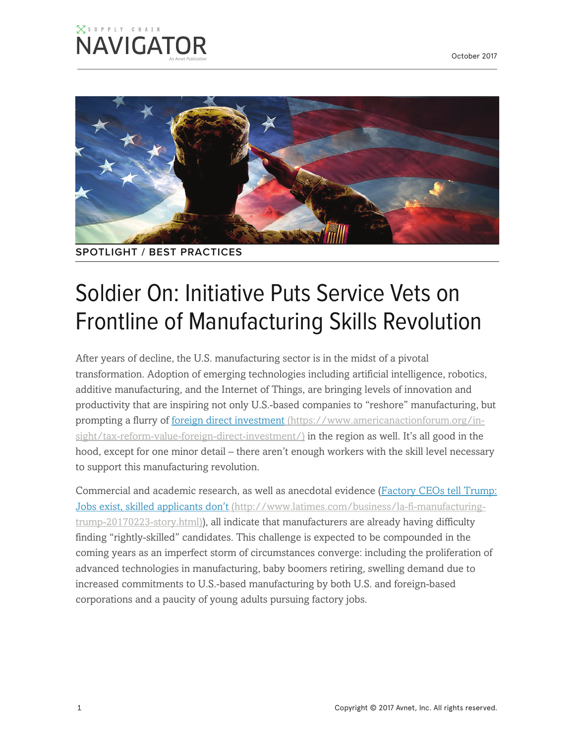SUPPLY CHAIN

NAVIGATOR

An Avnet Publication

October 2017

SPOTLIGHT / BEST PRACTICES

# Soldier On: Initiative Puts Service Vets on Frontline of Manufacturing Skills Revolution

After years of decline, the U.S. manufacturing sector is in the midst of a pivotal transformation. Adoption of emerging technologies including artificial intelligence, robotics, additive manufacturing, and the Internet of Things, are bringing levels of innovation and productivity that are inspiring not only U.S.-based companies to "reshore" manufacturing, but prompting a flurry of [foreign direct investment](https://www.americanactionforum.org/insight/tax-reform-value-foreign-direct-investment/) (https://www.americanactionforum.org/insight/tax-reform-value-foreign-direct-investment/) in the region as well. It's all good in the hood, except for one minor detail – there aren't enough workers with the skill level necessary to support this manufacturing revolution.

Commercial and academic research, as well as anecdotal evidence ([Factory CEOs tell Trump: Jobs exist, skilled applicants don't](http://www.latimes.com/business/la-fi-manufacturing-trump-20170223-story.html) (http://www.latimes.com/business/la-fi-manufacturing-trump-20170223-story.html)), all indicate that manufacturers are already having difficulty finding "rightly-skilled" candidates. This challenge is expected to be compounded in the coming years as an imperfect storm of circumstances converge: including the proliferation of advanced technologies in manufacturing, baby boomers retiring, swelling demand due to increased commitments to U.S.-based manufacturing by both U.S. and foreign-based corporations and a paucity of young adults pursuing factory jobs.

Copyright © 2017 Avnet, Inc. All rights reserved.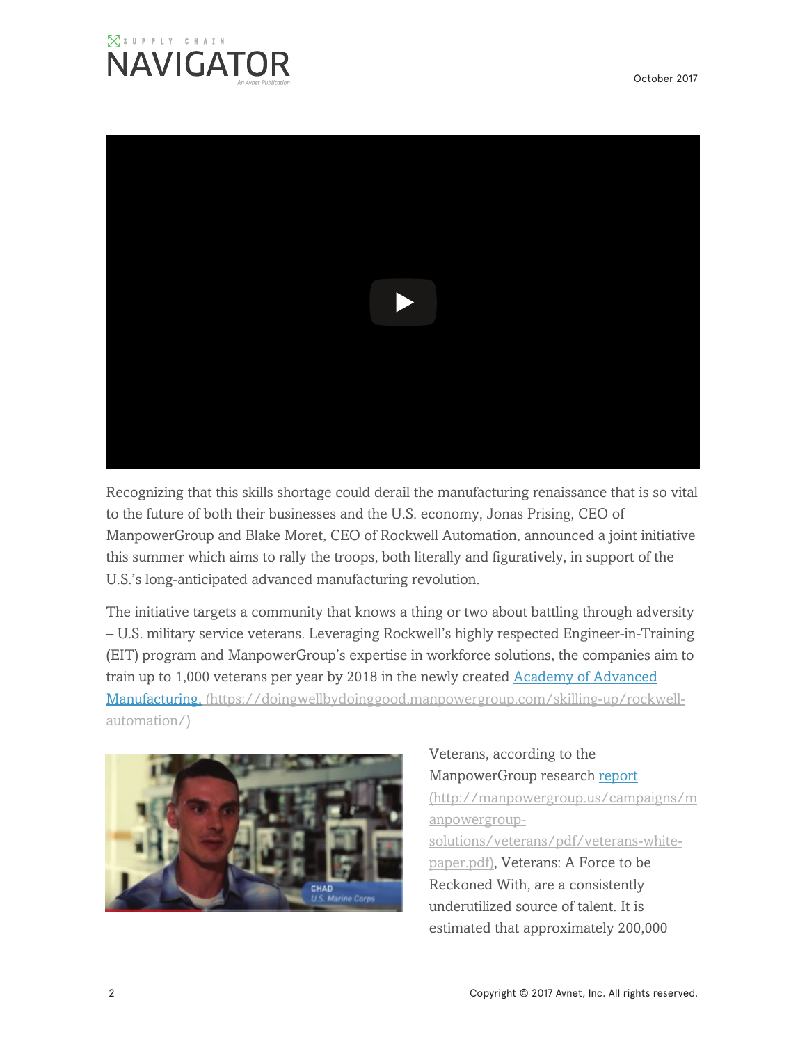Recognizing that this skills shortage could derail the manufacturing renaissance that is so vital to the future of both their businesses and the U.S. economy, Jonas Prising, CEO of ManpowerGroup and Blake Moret, CEO of Rockwell Automation, announced a joint initiative this summer which aims to rally the troops, both literally and figuratively, in support of the U.S.'s long-anticipated advanced manufacturing revolution.

The initiative targets a community that knows a thing or two about battling through adversity – U.S. military service veterans. Leveraging Rockwell's highly respected Engineer-in-Training (EIT) program and ManpowerGroup's expertise in workforce solutions, the companies aim to train up to 1,000 veterans per year by 2018 in the newly created [Academy of Advanced Manufacturing.](https://doingwellbydoinggood.manpowergroup.com/skilling-up/rockwell-automation/) (https://doingwellbydoinggood.manpowergroup.com/skilling-up/rockwell-automation/)

Veterans, according to the ManpowerGroup research [report](http://manpowergroup.us/campaigns/manpowergroup-solutions/veterans/pdf/veterans-white-paper.pdf) (http://manpowergroup.us/campaigns/manpowergroup-solutions/veterans/pdf/veterans-white-paper.pdf), Veterans: A Force to be Reckoned With, are a consistently underutilized source of talent. It is estimated that approximately 200,000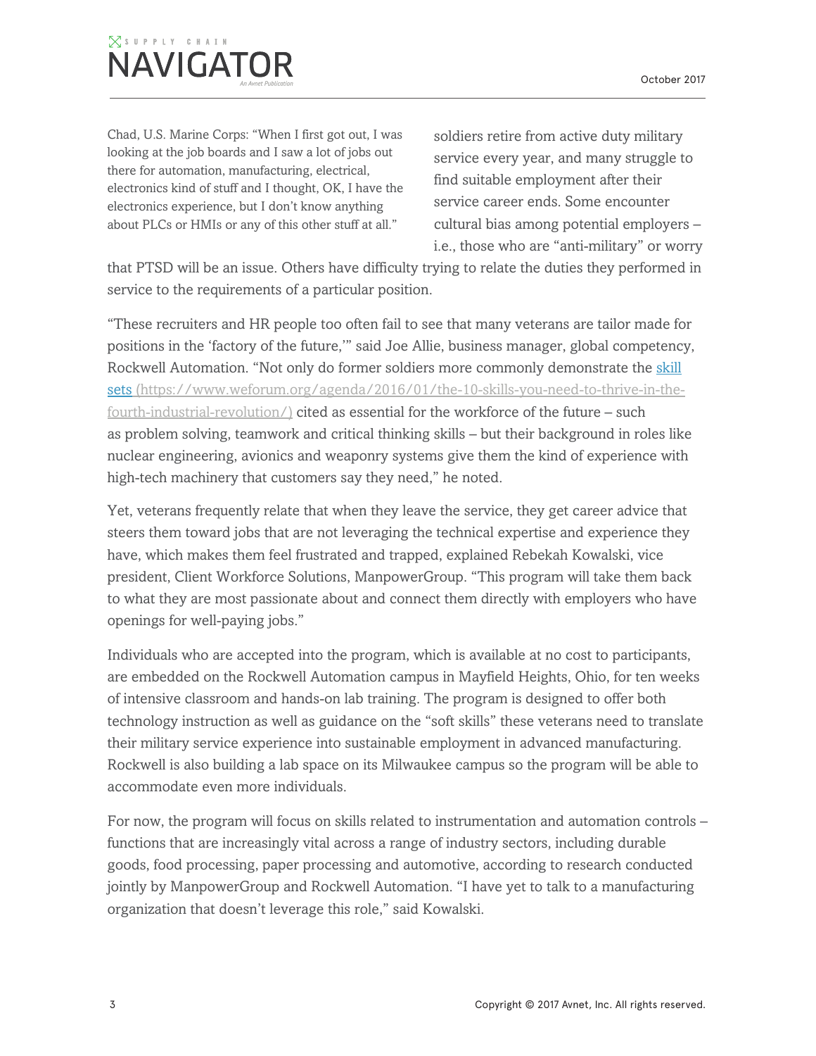Chad, U.S. Marine Corps: "When I first got out, I was looking at the job boards and I saw a lot of jobs out there for automation, manufacturing, electrical, electronics kind of stuff and I thought, OK, I have the electronics experience, but I don't know anything about PLCs or HMIs or any of this other stuff at all."

soldiers retire from active duty military service every year, and many struggle to find suitable employment after their service career ends. Some encounter cultural bias among potential employers – i.e., those who are "anti-military" or worry that PTSD will be an issue. Others have difficulty trying to relate the duties they performed in service to the requirements of a particular position.

"These recruiters and HR people too often fail to see that many veterans are tailor made for positions in the 'factory of the future,'" said Joe Allie, business manager, global competency, Rockwell Automation. "Not only do former soldiers more commonly demonstrate the [skill sets](https://www.weforum.org/agenda/2016/01/the-10-skills-you-need-to-thrive-in-the-fourth-industrial-revolution/) (https://www.weforum.org/agenda/2016/01/the-10-skills-you-need-to-thrive-in-the-fourth-industrial-revolution/) cited as essential for the workforce of the future – such as problem solving, teamwork and critical thinking skills – but their background in roles like nuclear engineering, avionics and weaponry systems give them the kind of experience with high-tech machinery that customers say they need," he noted.

Yet, veterans frequently relate that when they leave the service, they get career advice that steers them toward jobs that are not leveraging the technical expertise and experience they have, which makes them feel frustrated and trapped, explained Rebekah Kowalski, vice president, Client Workforce Solutions, ManpowerGroup. "This program will take them back to what they are most passionate about and connect them directly with employers who have openings for well-paying jobs."

Individuals who are accepted into the program, which is available at no cost to participants, are embedded on the Rockwell Automation campus in Mayfield Heights, Ohio, for ten weeks of intensive classroom and hands-on lab training. The program is designed to offer both technology instruction as well as guidance on the "soft skills" these veterans need to translate their military service experience into sustainable employment in advanced manufacturing. Rockwell is also building a lab space on its Milwaukee campus so the program will be able to accommodate even more individuals.

For now, the program will focus on skills related to instrumentation and automation controls – functions that are increasingly vital across a range of industry sectors, including durable goods, food processing, paper processing and automotive, according to research conducted jointly by ManpowerGroup and Rockwell Automation. "I have yet to talk to a manufacturing organization that doesn't leverage this role," said Kowalski.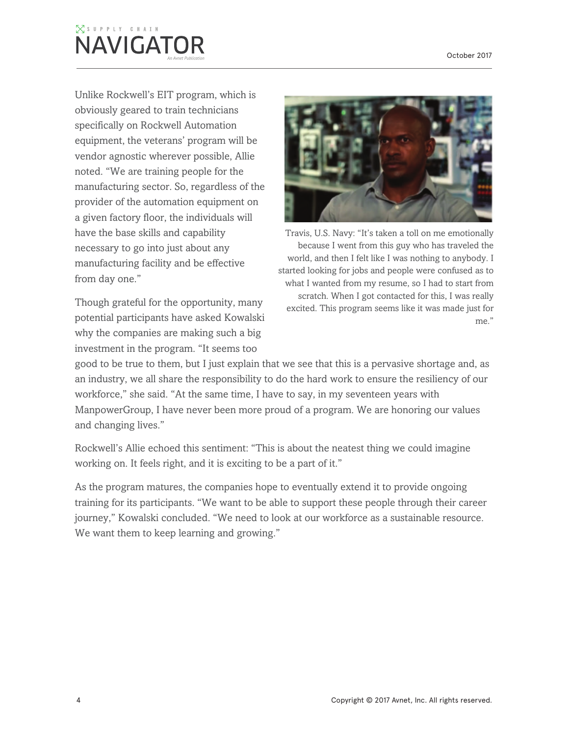Unlike Rockwell's EIT program, which is obviously geared to train technicians specifically on Rockwell Automation equipment, the veterans' program will be vendor agnostic wherever possible, Allie noted. "We are training people for the manufacturing sector. So, regardless of the provider of the automation equipment on a given factory floor, the individuals will have the base skills and capability necessary to go into just about any manufacturing facility and be effective from day one."

Travis, U.S. Navy: "It's taken a toll on me emotionally because I went from this guy who has traveled the world, and then I felt like I was nothing to anybody. I started looking for jobs and people were confused as to what I wanted from my resume, so I had to start from scratch. When I got contacted for this, I was really excited. This program seems like it was made just for me."

Though grateful for the opportunity, many potential participants have asked Kowalski why the companies are making such a big investment in the program. "It seems too good to be true to them, but I just explain that we see that this is a pervasive shortage and, as an industry, we all share the responsibility to do the hard work to ensure the resiliency of our workforce," she said. "At the same time, I have to say, in my seventeen years with ManpowerGroup, I have never been more proud of a program. We are honoring our values and changing lives."

Rockwell's Allie echoed this sentiment: "This is about the neatest thing we could imagine working on. It feels right, and it is exciting to be a part of it."

As the program matures, the companies hope to eventually extend it to provide ongoing training for its participants. "We want to be able to support these people through their career journey," Kowalski concluded. "We need to look at our workforce as a sustainable resource. We want them to keep learning and growing."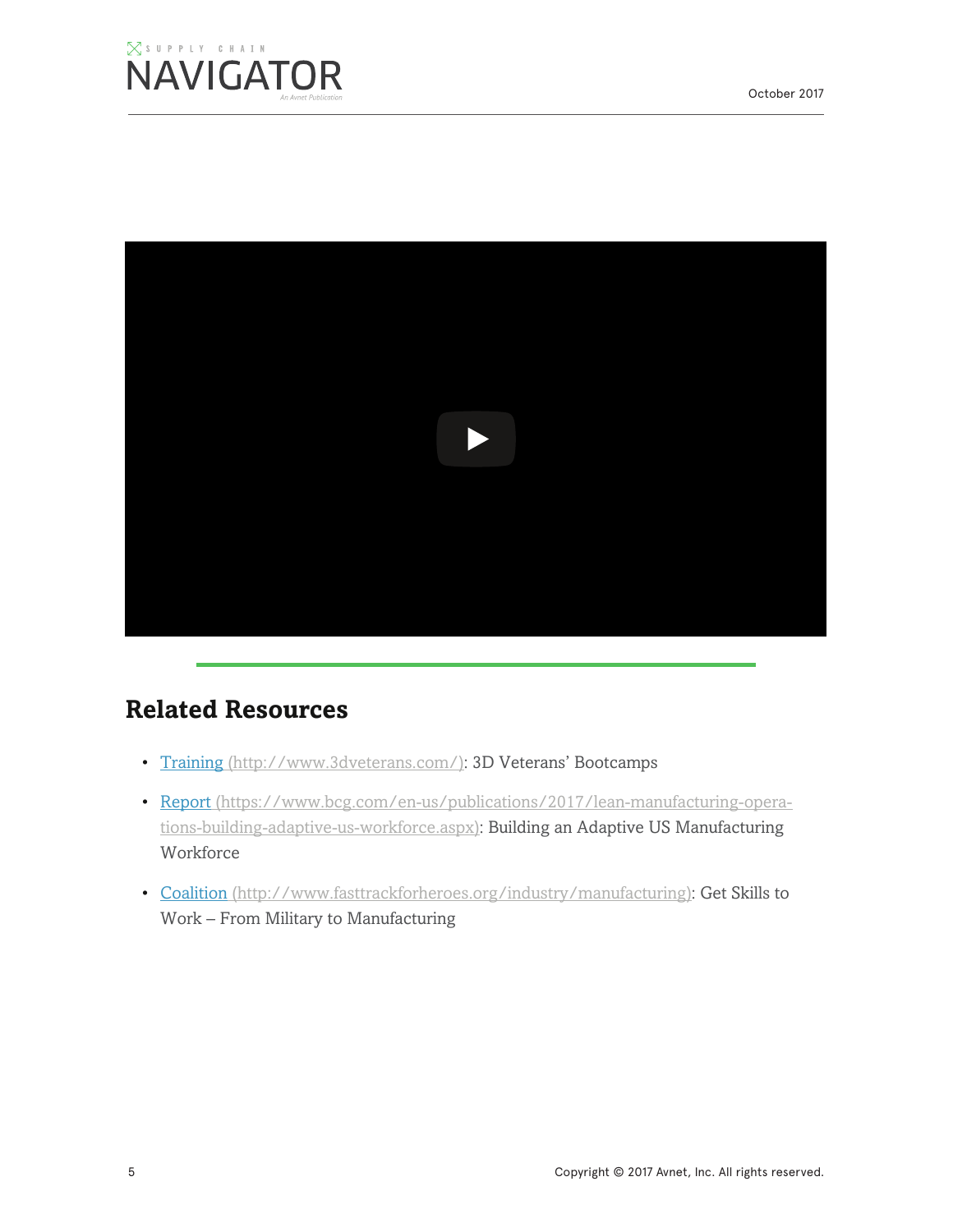## Related Resources

- Training (http://www.3dveterans.com/): 3D Veterans' Bootcamps
- Report (https://www.bcg.com/en-us/publications/2017/lean-manufacturing-operations-building-adaptive-us-workforce.aspx): Building an Adaptive US Manufacturing Workforce
- Coalition (http://www.fasttrackforheroes.org/industry/manufacturing): Get Skills to Work – From Military to Manufacturing